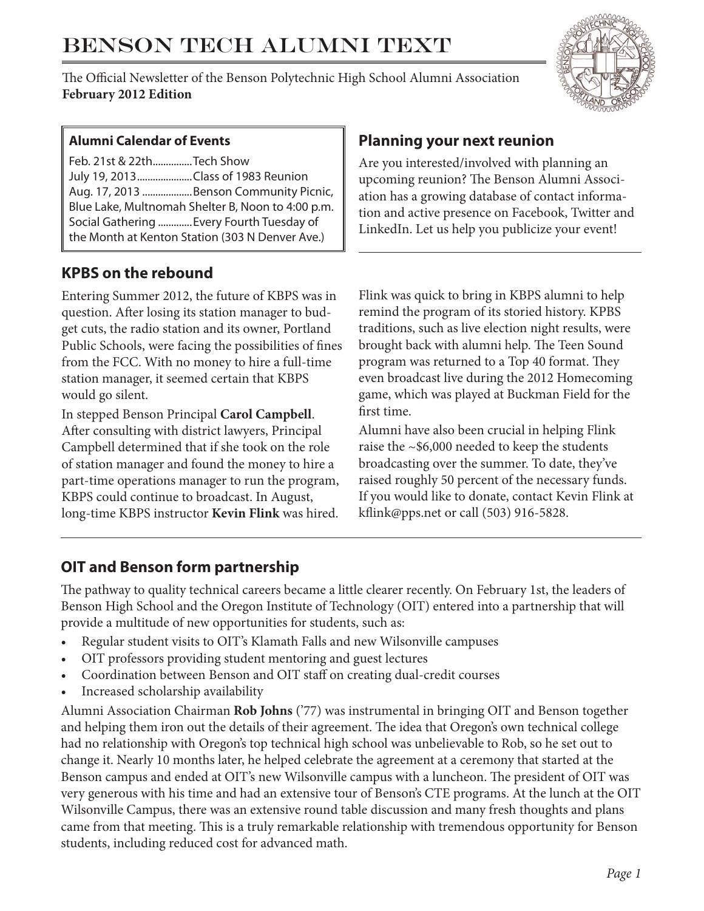# BENSON TECH ALUMNI TEXT

The Official Newsletter of the Benson Polytechnic High School Alumni Association
**February 2012 Edition**

**Alumni Calendar of Events**

Feb. 21st & 22nd...............Tech Show
July 19, 2013.....................Class of 1983 Reunion
Aug. 17, 2013 ...................Benson Community Picnic, Blue Lake, Multnomah Shelter B, Noon to 4:00 p.m.
Social Gathering .............Every Fourth Tuesday of the Month at Kenton Station (303 N Denver Ave.)

## Planning your next reunion

Are you interested/involved with planning an upcoming reunion? The Benson Alumni Association has a growing database of contact information and active presence on Facebook, Twitter and LinkedIn. Let us help you publicize your event!

## KPBS on the rebound

Entering Summer 2012, the future of KBPS was in question. After losing its station manager to budget cuts, the radio station and its owner, Portland Public Schools, were facing the possibilities of fines from the FCC. With no money to hire a full-time station manager, it seemed certain that KBPS would go silent.

In stepped Benson Principal **Carol Campbell**. After consulting with district lawyers, Principal Campbell determined that if she took on the role of station manager and found the money to hire a part-time operations manager to run the program, KBPS could continue to broadcast. In August, long-time KBPS instructor **Kevin Flink** was hired.

Flink was quick to bring in KBPS alumni to help remind the program of its storied history. KPBS traditions, such as live election night results, were brought back with alumni help. The Teen Sound program was returned to a Top 40 format. They even broadcast live during the 2012 Homecoming game, which was played at Buckman Field for the first time.

Alumni have also been crucial in helping Flink raise the ~$6,000 needed to keep the students broadcasting over the summer. To date, they've raised roughly 50 percent of the necessary funds. If you would like to donate, contact Kevin Flink at kflink@pps.net or call (503) 916-5828.

## OIT and Benson form partnership

The pathway to quality technical careers became a little clearer recently. On February 1st, the leaders of Benson High School and the Oregon Institute of Technology (OIT) entered into a partnership that will provide a multitude of new opportunities for students, such as:

- Regular student visits to OIT's Klamath Falls and new Wilsonville campuses
- OIT professors providing student mentoring and guest lectures
- Coordination between Benson and OIT staff on creating dual-credit courses
- Increased scholarship availability

Alumni Association Chairman **Rob Johns** ('77) was instrumental in bringing OIT and Benson together and helping them iron out the details of their agreement. The idea that Oregon's own technical college had no relationship with Oregon's top technical high school was unbelievable to Rob, so he set out to change it. Nearly 10 months later, he helped celebrate the agreement at a ceremony that started at the Benson campus and ended at OIT's new Wilsonville campus with a luncheon. The president of OIT was very generous with his time and had an extensive tour of Benson's CTE programs. At the lunch at the OIT Wilsonville Campus, there was an extensive round table discussion and many fresh thoughts and plans came from that meeting. This is a truly remarkable relationship with tremendous opportunity for Benson students, including reduced cost for advanced math.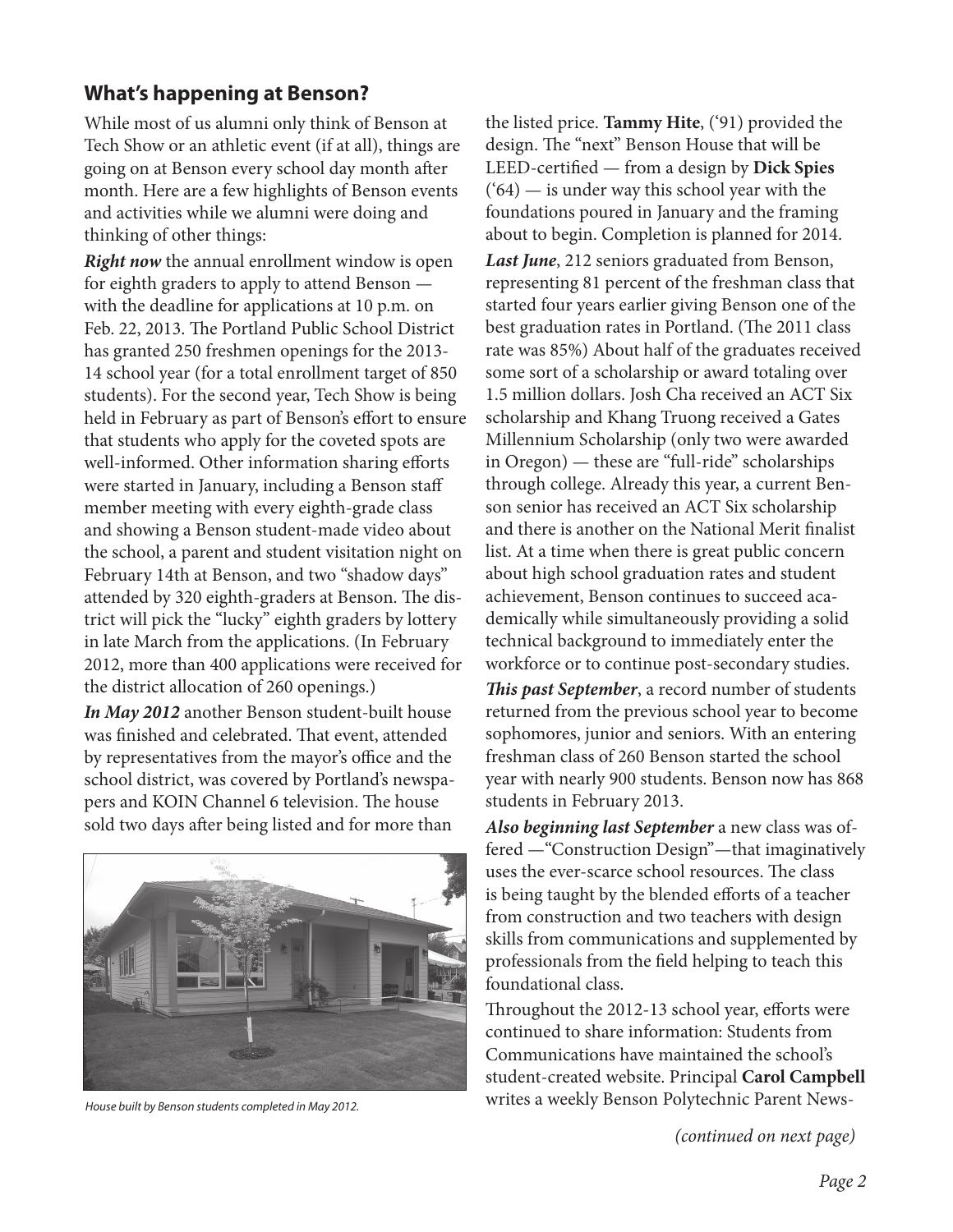## What's happening at Benson?

While most of us alumni only think of Benson at Tech Show or an athletic event (if at all), things are going on at Benson every school day month after month. Here are a few highlights of Benson events and activities while we alumni were doing and thinking of other things:

***Right now*** the annual enrollment window is open for eighth graders to apply to attend Benson — with the deadline for applications at 10 p.m. on Feb. 22, 2013. The Portland Public School District has granted 250 freshmen openings for the 2013-14 school year (for a total enrollment target of 850 students). For the second year, Tech Show is being held in February as part of Benson's effort to ensure that students who apply for the coveted spots are well-informed. Other information sharing efforts were started in January, including a Benson staff member meeting with every eighth-grade class and showing a Benson student-made video about the school, a parent and student visitation night on February 14th at Benson, and two "shadow days" attended by 320 eighth-graders at Benson. The district will pick the "lucky" eighth graders by lottery in late March from the applications. (In February 2012, more than 400 applications were received for the district allocation of 260 openings.)

***In May 2012*** another Benson student-built house was finished and celebrated. That event, attended by representatives from the mayor's office and the school district, was covered by Portland's newspapers and KOIN Channel 6 television. The house sold two days after being listed and for more than the listed price. **Tammy Hite**, ('91) provided the design. The "next" Benson House that will be LEED-certified — from a design by **Dick Spies** ('64) — is under way this school year with the foundations poured in January and the framing about to begin. Completion is planned for 2014.

*House built by Benson students completed in May 2012.*

***Last June***, 212 seniors graduated from Benson, representing 81 percent of the freshman class that started four years earlier giving Benson one of the best graduation rates in Portland. (The 2011 class rate was 85%) About half of the graduates received some sort of a scholarship or award totaling over 1.5 million dollars. Josh Cha received an ACT Six scholarship and Khang Truong received a Gates Millennium Scholarship (only two were awarded in Oregon) — these are "full-ride" scholarships through college. Already this year, a current Benson senior has received an ACT Six scholarship and there is another on the National Merit finalist list. At a time when there is great public concern about high school graduation rates and student achievement, Benson continues to succeed academically while simultaneously providing a solid technical background to immediately enter the workforce or to continue post-secondary studies.

***This past September***, a record number of students returned from the previous school year to become sophomores, junior and seniors. With an entering freshman class of 260 Benson started the school year with nearly 900 students. Benson now has 868 students in February 2013.

***Also beginning last September*** a new class was offered —"Construction Design"—that imaginatively uses the ever-scarce school resources. The class is being taught by the blended efforts of a teacher from construction and two teachers with design skills from communications and supplemented by professionals from the field helping to teach this foundational class.

Throughout the 2012-13 school year, efforts were continued to share information: Students from Communications have maintained the school's student-created website. Principal **Carol Campbell** writes a weekly Benson Polytechnic Parent News-

*(continued on next page)*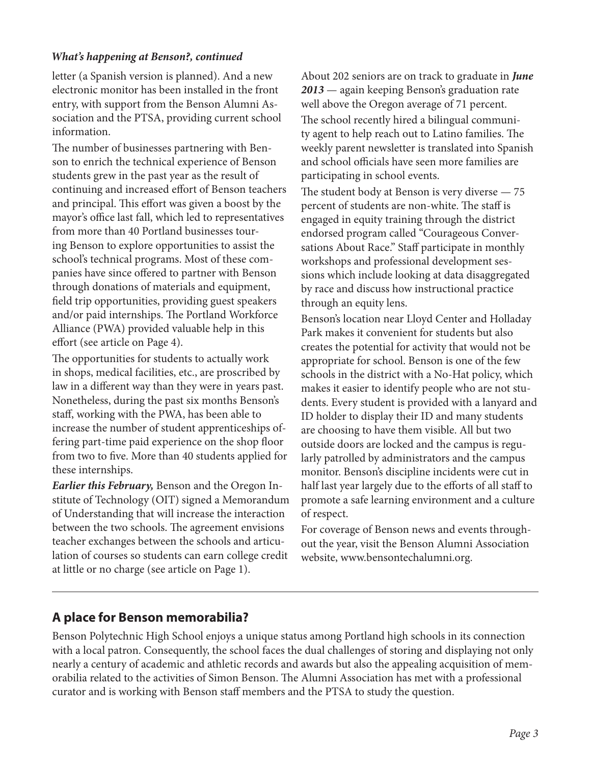***What's happening at Benson?, continued***

letter (a Spanish version is planned). And a new electronic monitor has been installed in the front entry, with support from the Benson Alumni Association and the PTSA, providing current school information.

The number of businesses partnering with Benson to enrich the technical experience of Benson students grew in the past year as the result of continuing and increased effort of Benson teachers and principal. This effort was given a boost by the mayor's office last fall, which led to representatives from more than 40 Portland businesses touring Benson to explore opportunities to assist the school's technical programs. Most of these companies have since offered to partner with Benson through donations of materials and equipment, field trip opportunities, providing guest speakers and/or paid internships. The Portland Workforce Alliance (PWA) provided valuable help in this effort (see article on Page 4).

The opportunities for students to actually work in shops, medical facilities, etc., are proscribed by law in a different way than they were in years past. Nonetheless, during the past six months Benson's staff, working with the PWA, has been able to increase the number of student apprenticeships offering part-time paid experience on the shop floor from two to five. More than 40 students applied for these internships.

***Earlier this February,*** Benson and the Oregon Institute of Technology (OIT) signed a Memorandum of Understanding that will increase the interaction between the two schools. The agreement envisions teacher exchanges between the schools and articulation of courses so students can earn college credit at little or no charge (see article on Page 1).

About 202 seniors are on track to graduate in ***June 2013*** — again keeping Benson's graduation rate well above the Oregon average of 71 percent.

The school recently hired a bilingual community agent to help reach out to Latino families. The weekly parent newsletter is translated into Spanish and school officials have seen more families are participating in school events.

The student body at Benson is very diverse — 75 percent of students are non-white. The staff is engaged in equity training through the district endorsed program called "Courageous Conversations About Race." Staff participate in monthly workshops and professional development sessions which include looking at data disaggregated by race and discuss how instructional practice through an equity lens.

Benson's location near Lloyd Center and Holladay Park makes it convenient for students but also creates the potential for activity that would not be appropriate for school. Benson is one of the few schools in the district with a No-Hat policy, which makes it easier to identify people who are not students. Every student is provided with a lanyard and ID holder to display their ID and many students are choosing to have them visible. All but two outside doors are locked and the campus is regularly patrolled by administrators and the campus monitor. Benson's discipline incidents were cut in half last year largely due to the efforts of all staff to promote a safe learning environment and a culture of respect.

For coverage of Benson news and events throughout the year, visit the Benson Alumni Association website, www.bensontechalumni.org.

---

## A place for Benson memorabilia?

Benson Polytechnic High School enjoys a unique status among Portland high schools in its connection with a local patron. Consequently, the school faces the dual challenges of storing and displaying not only nearly a century of academic and athletic records and awards but also the appealing acquisition of memorabilia related to the activities of Simon Benson. The Alumni Association has met with a professional curator and is working with Benson staff members and the PTSA to study the question.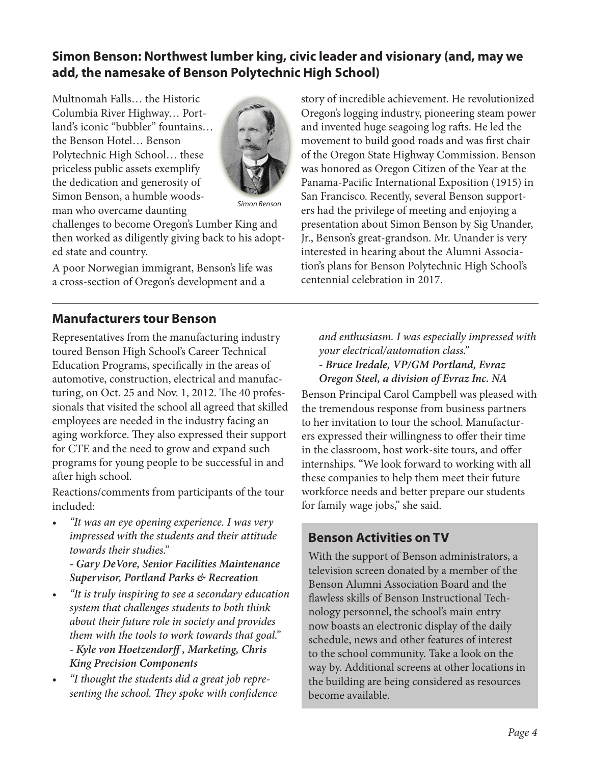## Simon Benson: Northwest lumber king, civic leader and visionary (and, may we add, the namesake of Benson Polytechnic High School)

Multnomah Falls… the Historic Columbia River Highway… Portland's iconic "bubbler" fountains… the Benson Hotel… Benson Polytechnic High School… these priceless public assets exemplify the dedication and generosity of Simon Benson, a humble woodsman who overcame daunting challenges to become Oregon's Lumber King and then worked as diligently giving back to his adopted state and country.

*Simon Benson*

A poor Norwegian immigrant, Benson's life was a cross-section of Oregon's development and a story of incredible achievement. He revolutionized Oregon's logging industry, pioneering steam power and invented huge seagoing log rafts. He led the movement to build good roads and was first chair of the Oregon State Highway Commission. Benson was honored as Oregon Citizen of the Year at the Panama-Pacific International Exposition (1915) in San Francisco. Recently, several Benson supporters had the privilege of meeting and enjoying a presentation about Simon Benson by Sig Unander, Jr., Benson's great-grandson. Mr. Unander is very interested in hearing about the Alumni Association's plans for Benson Polytechnic High School's centennial celebration in 2017.

---

## Manufacturers tour Benson

Representatives from the manufacturing industry toured Benson High School's Career Technical Education Programs, specifically in the areas of automotive, construction, electrical and manufacturing, on Oct. 25 and Nov. 1, 2012. The 40 professionals that visited the school all agreed that skilled employees are needed in the industry facing an aging workforce. They also expressed their support for CTE and the need to grow and expand such programs for young people to be successful in and after high school.

Reactions/comments from participants of the tour included:

- *"It was an eye opening experience. I was very impressed with the students and their attitude towards their studies."*
  ***- Gary DeVore, Senior Facilities Maintenance Supervisor, Portland Parks & Recreation***
- *"It is truly inspiring to see a secondary education system that challenges students to both think about their future role in society and provides them with the tools to work towards that goal."*
  ***- Kyle von Hoetzendorff , Marketing, Chris King Precision Components***
- *"I thought the students did a great job representing the school. They spoke with confidence and enthusiasm. I was especially impressed with your electrical/automation class."*
  ***- Bruce Iredale, VP/GM Portland, Evraz Oregon Steel, a division of Evraz Inc. NA***

Benson Principal Carol Campbell was pleased with the tremendous response from business partners to her invitation to tour the school. Manufacturers expressed their willingness to offer their time in the classroom, host work-site tours, and offer internships. "We look forward to working with all these companies to help them meet their future workforce needs and better prepare our students for family wage jobs," she said.

## Benson Activities on TV

With the support of Benson administrators, a television screen donated by a member of the Benson Alumni Association Board and the flawless skills of Benson Instructional Technology personnel, the school's main entry now boasts an electronic display of the daily schedule, news and other features of interest to the school community. Take a look on the way by. Additional screens at other locations in the building are being considered as resources become available.